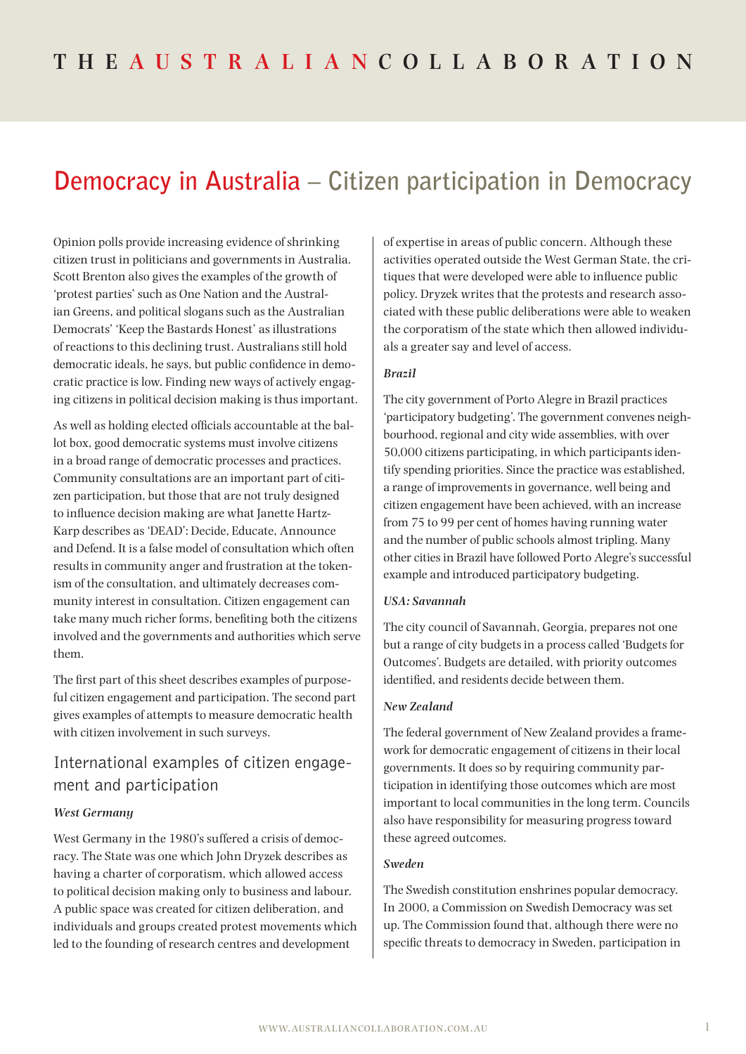# Democracy in Australia – Citizen participation in Democracy

Opinion polls provide increasing evidence of shrinking citizen trust in politicians and governments in Australia. Scott Brenton also gives the examples of the growth of 'protest parties' such as One Nation and the Australian Greens, and political slogans such as the Australian Democrats' 'Keep the Bastards Honest' as illustrations of reactions to this declining trust. Australians still hold democratic ideals, he says, but public confidence in democratic practice is low. Finding new ways of actively engaging citizens in political decision making is thus important.

As well as holding elected officials accountable at the ballot box, good democratic systems must involve citizens in a broad range of democratic processes and practices. Community consultations are an important part of citizen participation, but those that are not truly designed to influence decision making are what Janette Hartz-Karp describes as 'DEAD': Decide, Educate, Announce and Defend. It is a false model of consultation which often results in community anger and frustration at the tokenism of the consultation, and ultimately decreases community interest in consultation. Citizen engagement can take many much richer forms, benefiting both the citizens involved and the governments and authorities which serve them.

The first part of this sheet describes examples of purposeful citizen engagement and participation. The second part gives examples of attempts to measure democratic health with citizen involvement in such surveys.

## International examples of citizen engagement and participation

### *West Germany*

West Germany in the 1980's suffered a crisis of democracy. The State was one which John Dryzek describes as having a charter of corporatism, which allowed access to political decision making only to business and labour. A public space was created for citizen deliberation, and individuals and groups created protest movements which led to the founding of research centres and development of expertise in areas of public concern. Although these activities operated outside the West German State, the critiques that were developed were able to influence public policy. Dryzek writes that the protests and research associated with these public deliberations were able to weaken the corporatism of the state which then allowed individuals a greater say and level of access.

### *Brazil*

The city government of Porto Alegre in Brazil practices 'participatory budgeting'. The government convenes neighbourhood, regional and city wide assemblies, with over 50,000 citizens participating, in which participants identify spending priorities. Since the practice was established, a range of improvements in governance, well being and citizen engagement have been achieved, with an increase from 75 to 99 per cent of homes having running water and the number of public schools almost tripling. Many other cities in Brazil have followed Porto Alegre's successful example and introduced participatory budgeting.

### *USA: Savannah*

The city council of Savannah, Georgia, prepares not one but a range of city budgets in a process called 'Budgets for Outcomes'. Budgets are detailed, with priority outcomes identified, and residents decide between them.

### *New Zealand*

The federal government of New Zealand provides a framework for democratic engagement of citizens in their local governments. It does so by requiring community participation in identifying those outcomes which are most important to local communities in the long term. Councils also have responsibility for measuring progress toward these agreed outcomes.

### *Sweden*

The Swedish constitution enshrines popular democracy. In 2000, a Commission on Swedish Democracy was set up. The Commission found that, although there were no specific threats to democracy in Sweden, participation in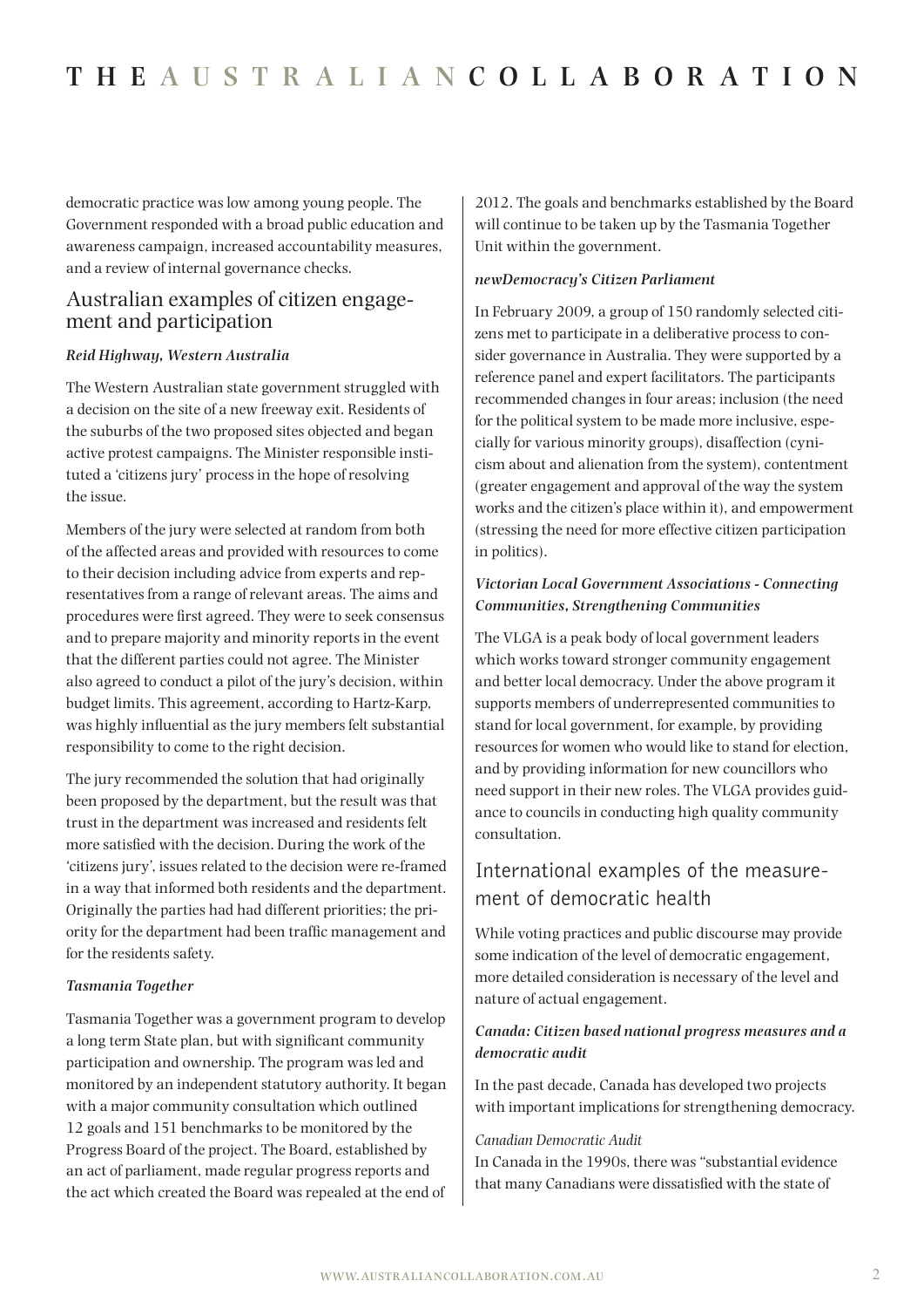democratic practice was low among young people. The Government responded with a broad public education and awareness campaign, increased accountability measures, and a review of internal governance checks.

## Australian examples of citizen engagement and participation

***Reid Highway, Western Australia***

The Western Australian state government struggled with a decision on the site of a new freeway exit. Residents of the suburbs of the two proposed sites objected and began active protest campaigns. The Minister responsible instituted a 'citizens jury' process in the hope of resolving the issue.

Members of the jury were selected at random from both of the affected areas and provided with resources to come to their decision including advice from experts and representatives from a range of relevant areas. The aims and procedures were first agreed. They were to seek consensus and to prepare majority and minority reports in the event that the different parties could not agree. The Minister also agreed to conduct a pilot of the jury's decision, within budget limits. This agreement, according to Hartz-Karp, was highly influential as the jury members felt substantial responsibility to come to the right decision.

The jury recommended the solution that had originally been proposed by the department, but the result was that trust in the department was increased and residents felt more satisfied with the decision. During the work of the 'citizens jury', issues related to the decision were re-framed in a way that informed both residents and the department. Originally the parties had had different priorities; the priority for the department had been traffic management and for the residents safety.

***Tasmania Together***

Tasmania Together was a government program to develop a long term State plan, but with significant community participation and ownership. The program was led and monitored by an independent statutory authority. It began with a major community consultation which outlined 12 goals and 151 benchmarks to be monitored by the Progress Board of the project. The Board, established by an act of parliament, made regular progress reports and the act which created the Board was repealed at the end of 2012. The goals and benchmarks established by the Board will continue to be taken up by the Tasmania Together Unit within the government.

***newDemocracy's Citizen Parliament***

In February 2009, a group of 150 randomly selected citizens met to participate in a deliberative process to consider governance in Australia. They were supported by a reference panel and expert facilitators. The participants recommended changes in four areas; inclusion (the need for the political system to be made more inclusive, especially for various minority groups), disaffection (cynicism about and alienation from the system), contentment (greater engagement and approval of the way the system works and the citizen's place within it), and empowerment (stressing the need for more effective citizen participation in politics).

***Victorian Local Government Associations - Connecting Communities, Strengthening Communities***

The VLGA is a peak body of local government leaders which works toward stronger community engagement and better local democracy. Under the above program it supports members of underrepresented communities to stand for local government, for example, by providing resources for women who would like to stand for election, and by providing information for new councillors who need support in their new roles. The VLGA provides guidance to councils in conducting high quality community consultation.

## International examples of the measurement of democratic health

While voting practices and public discourse may provide some indication of the level of democratic engagement, more detailed consideration is necessary of the level and nature of actual engagement.

***Canada: Citizen based national progress measures and a democratic audit***

In the past decade, Canada has developed two projects with important implications for strengthening democracy.

*Canadian Democratic Audit*

In Canada in the 1990s, there was "substantial evidence that many Canadians were dissatisfied with the state of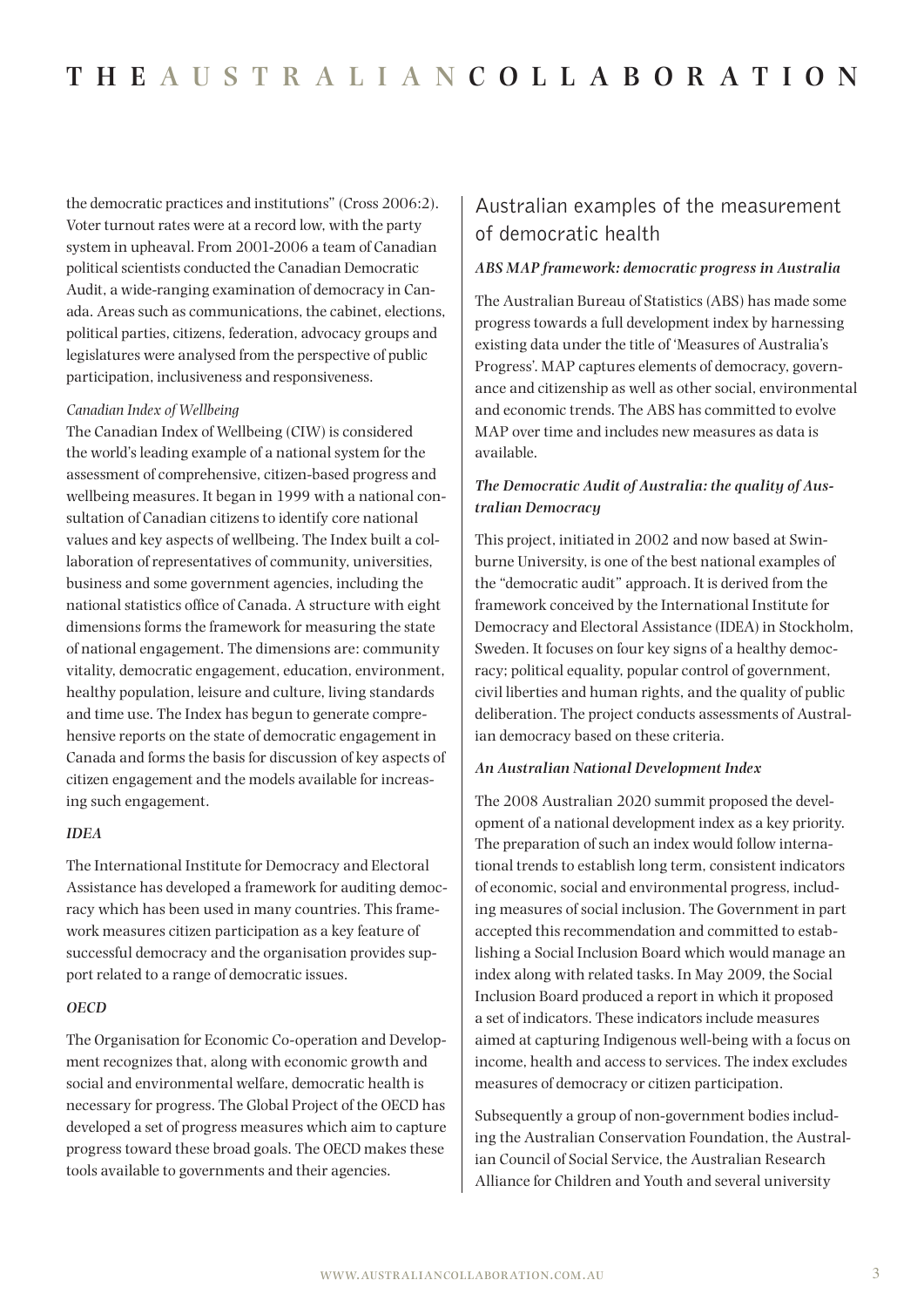the democratic practices and institutions" (Cross 2006:2). Voter turnout rates were at a record low, with the party system in upheaval. From 2001-2006 a team of Canadian political scientists conducted the Canadian Democratic Audit, a wide-ranging examination of democracy in Canada. Areas such as communications, the cabinet, elections, political parties, citizens, federation, advocacy groups and legislatures were analysed from the perspective of public participation, inclusiveness and responsiveness.

*Canadian Index of Wellbeing*

The Canadian Index of Wellbeing (CIW) is considered the world's leading example of a national system for the assessment of comprehensive, citizen-based progress and wellbeing measures. It began in 1999 with a national consultation of Canadian citizens to identify core national values and key aspects of wellbeing. The Index built a collaboration of representatives of community, universities, business and some government agencies, including the national statistics office of Canada. A structure with eight dimensions forms the framework for measuring the state of national engagement. The dimensions are: community vitality, democratic engagement, education, environment, healthy population, leisure and culture, living standards and time use. The Index has begun to generate comprehensive reports on the state of democratic engagement in Canada and forms the basis for discussion of key aspects of citizen engagement and the models available for increasing such engagement.

***IDEA***

The International Institute for Democracy and Electoral Assistance has developed a framework for auditing democracy which has been used in many countries. This framework measures citizen participation as a key feature of successful democracy and the organisation provides support related to a range of democratic issues.

***OECD***

The Organisation for Economic Co-operation and Development recognizes that, along with economic growth and social and environmental welfare, democratic health is necessary for progress. The Global Project of the OECD has developed a set of progress measures which aim to capture progress toward these broad goals. The OECD makes these tools available to governments and their agencies.

## Australian examples of the measurement of democratic health

***ABS MAP framework: democratic progress in Australia***

The Australian Bureau of Statistics (ABS) has made some progress towards a full development index by harnessing existing data under the title of 'Measures of Australia's Progress'. MAP captures elements of democracy, governance and citizenship as well as other social, environmental and economic trends. The ABS has committed to evolve MAP over time and includes new measures as data is available.

***The Democratic Audit of Australia: the quality of Australian Democracy***

This project, initiated in 2002 and now based at Swinburne University, is one of the best national examples of the "democratic audit" approach. It is derived from the framework conceived by the International Institute for Democracy and Electoral Assistance (IDEA) in Stockholm, Sweden. It focuses on four key signs of a healthy democracy; political equality, popular control of government, civil liberties and human rights, and the quality of public deliberation. The project conducts assessments of Australian democracy based on these criteria.

***An Australian National Development Index***

The 2008 Australian 2020 summit proposed the development of a national development index as a key priority. The preparation of such an index would follow international trends to establish long term, consistent indicators of economic, social and environmental progress, including measures of social inclusion. The Government in part accepted this recommendation and committed to establishing a Social Inclusion Board which would manage an index along with related tasks. In May 2009, the Social Inclusion Board produced a report in which it proposed a set of indicators. These indicators include measures aimed at capturing Indigenous well-being with a focus on income, health and access to services. The index excludes measures of democracy or citizen participation.

Subsequently a group of non-government bodies including the Australian Conservation Foundation, the Australian Council of Social Service, the Australian Research Alliance for Children and Youth and several university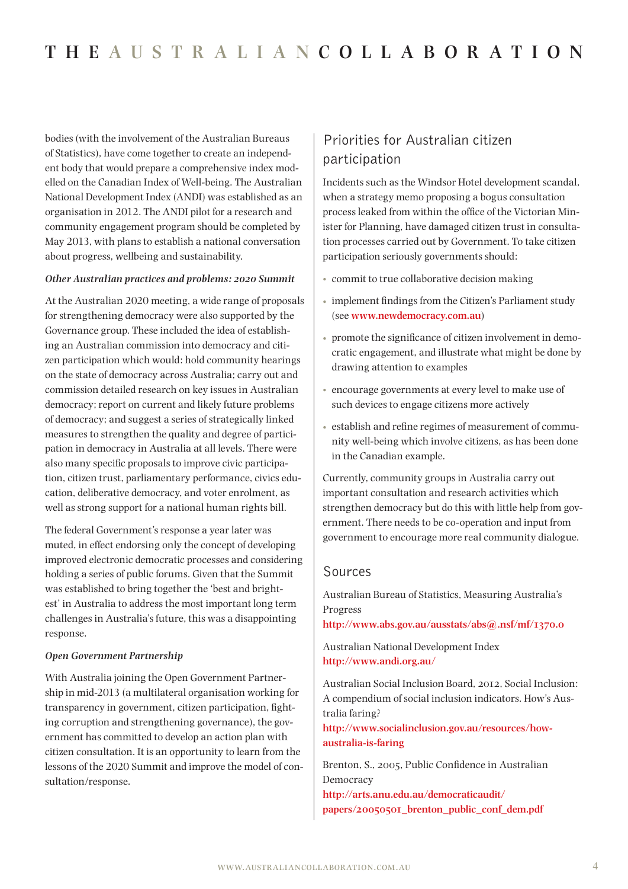bodies (with the involvement of the Australian Bureaus of Statistics), have come together to create an independent body that would prepare a comprehensive index modelled on the Canadian Index of Well-being. The Australian National Development Index (ANDI) was established as an organisation in 2012. The ANDI pilot for a research and community engagement program should be completed by May 2013, with plans to establish a national conversation about progress, wellbeing and sustainability.

***Other Australian practices and problems: 2020 Summit***

At the Australian 2020 meeting, a wide range of proposals for strengthening democracy were also supported by the Governance group. These included the idea of establishing an Australian commission into democracy and citizen participation which would: hold community hearings on the state of democracy across Australia; carry out and commission detailed research on key issues in Australian democracy; report on current and likely future problems of democracy; and suggest a series of strategically linked measures to strengthen the quality and degree of participation in democracy in Australia at all levels. There were also many specific proposals to improve civic participation, citizen trust, parliamentary performance, civics education, deliberative democracy, and voter enrolment, as well as strong support for a national human rights bill.

The federal Government's response a year later was muted, in effect endorsing only the concept of developing improved electronic democratic processes and considering holding a series of public forums. Given that the Summit was established to bring together the 'best and brightest' in Australia to address the most important long term challenges in Australia's future, this was a disappointing response.

***Open Government Partnership***

With Australia joining the Open Government Partnership in mid-2013 (a multilateral organisation working for transparency in government, citizen participation, fighting corruption and strengthening governance), the government has committed to develop an action plan with citizen consultation. It is an opportunity to learn from the lessons of the 2020 Summit and improve the model of consultation/response.

## Priorities for Australian citizen participation

Incidents such as the Windsor Hotel development scandal, when a strategy memo proposing a bogus consultation process leaked from within the office of the Victorian Minister for Planning, have damaged citizen trust in consultation processes carried out by Government. To take citizen participation seriously governments should:

- commit to true collaborative decision making
- implement findings from the Citizen's Parliament study (see **www.newdemocracy.com.au**)
- promote the significance of citizen involvement in democratic engagement, and illustrate what might be done by drawing attention to examples
- encourage governments at every level to make use of such devices to engage citizens more actively
- establish and refine regimes of measurement of community well-being which involve citizens, as has been done in the Canadian example.

Currently, community groups in Australia carry out important consultation and research activities which strengthen democracy but do this with little help from government. There needs to be co-operation and input from government to encourage more real community dialogue.

## Sources

Australian Bureau of Statistics, Measuring Australia's Progress
**http://www.abs.gov.au/ausstats/abs@.nsf/mf/1370.0**

Australian National Development Index
**http://www.andi.org.au/**

Australian Social Inclusion Board, 2012, Social Inclusion: A compendium of social inclusion indicators. How's Australia faring?
**http://www.socialinclusion.gov.au/resources/how-australia-is-faring**

Brenton, S., 2005, Public Confidence in Australian Democracy
**http://arts.anu.edu.au/democraticaudit/papers/20050501_brenton_public_conf_dem.pdf**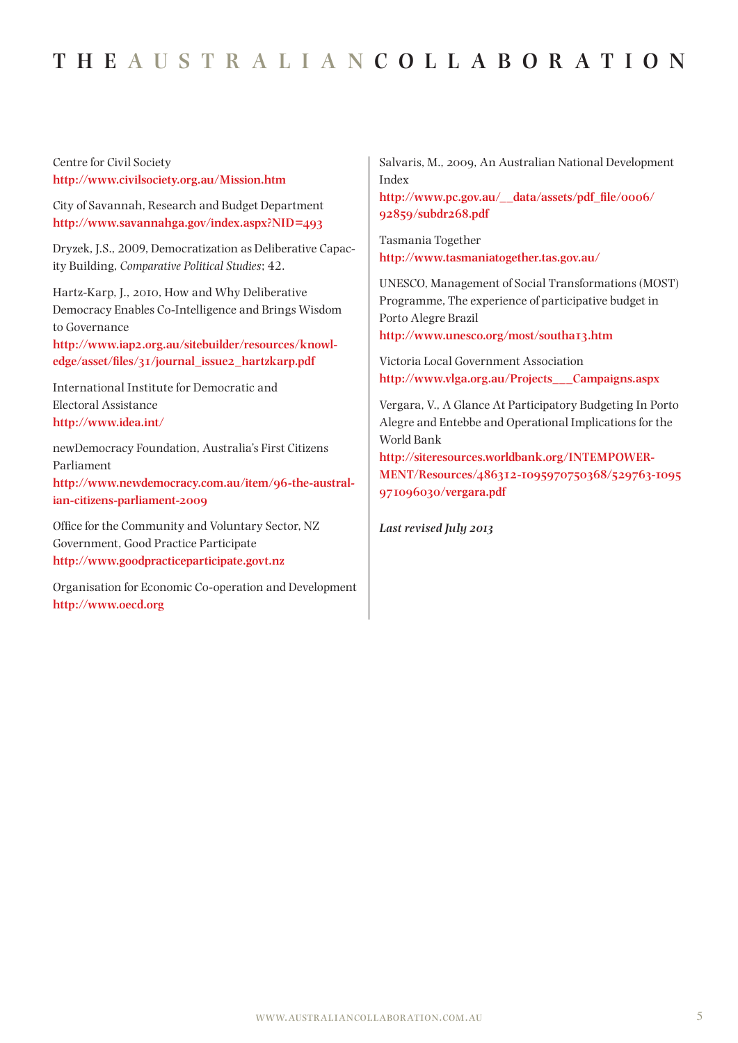Centre for Civil Society
**http://www.civilsociety.org.au/Mission.htm**

City of Savannah, Research and Budget Department
**http://www.savannahga.gov/index.aspx?NID=493**

Dryzek, J.S., 2009, Democratization as Deliberative Capacity Building, *Comparative Political Studies*; 42.

Hartz-Karp, J., 2010, How and Why Deliberative Democracy Enables Co-Intelligence and Brings Wisdom to Governance
**http://www.iap2.org.au/sitebuilder/resources/knowledge/asset/files/31/journal_issue2_hartzkarp.pdf**

International Institute for Democratic and Electoral Assistance
**http://www.idea.int/**

newDemocracy Foundation, Australia's First Citizens Parliament
**http://www.newdemocracy.com.au/item/96-the-australian-citizens-parliament-2009**

Office for the Community and Voluntary Sector, NZ Government, Good Practice Participate
**http://www.goodpracticeparticipate.govt.nz**

Organisation for Economic Co-operation and Development
**http://www.oecd.org**

Salvaris, M., 2009, An Australian National Development Index
**http://www.pc.gov.au/__data/assets/pdf_file/0006/92859/subdr268.pdf**

Tasmania Together
**http://www.tasmaniatogether.tas.gov.au/**

UNESCO, Management of Social Transformations (MOST) Programme, The experience of participative budget in Porto Alegre Brazil
**http://www.unesco.org/most/southa13.htm**

Victoria Local Government Association
**http://www.vlga.org.au/Projects___Campaigns.aspx**

Vergara, V., A Glance At Participatory Budgeting In Porto Alegre and Entebbe and Operational Implications for the World Bank
**http://siteresources.worldbank.org/INTEMPOWERMENT/Resources/486312-1095970750368/529763-1095971096030/vergara.pdf**

***Last revised July 2013***